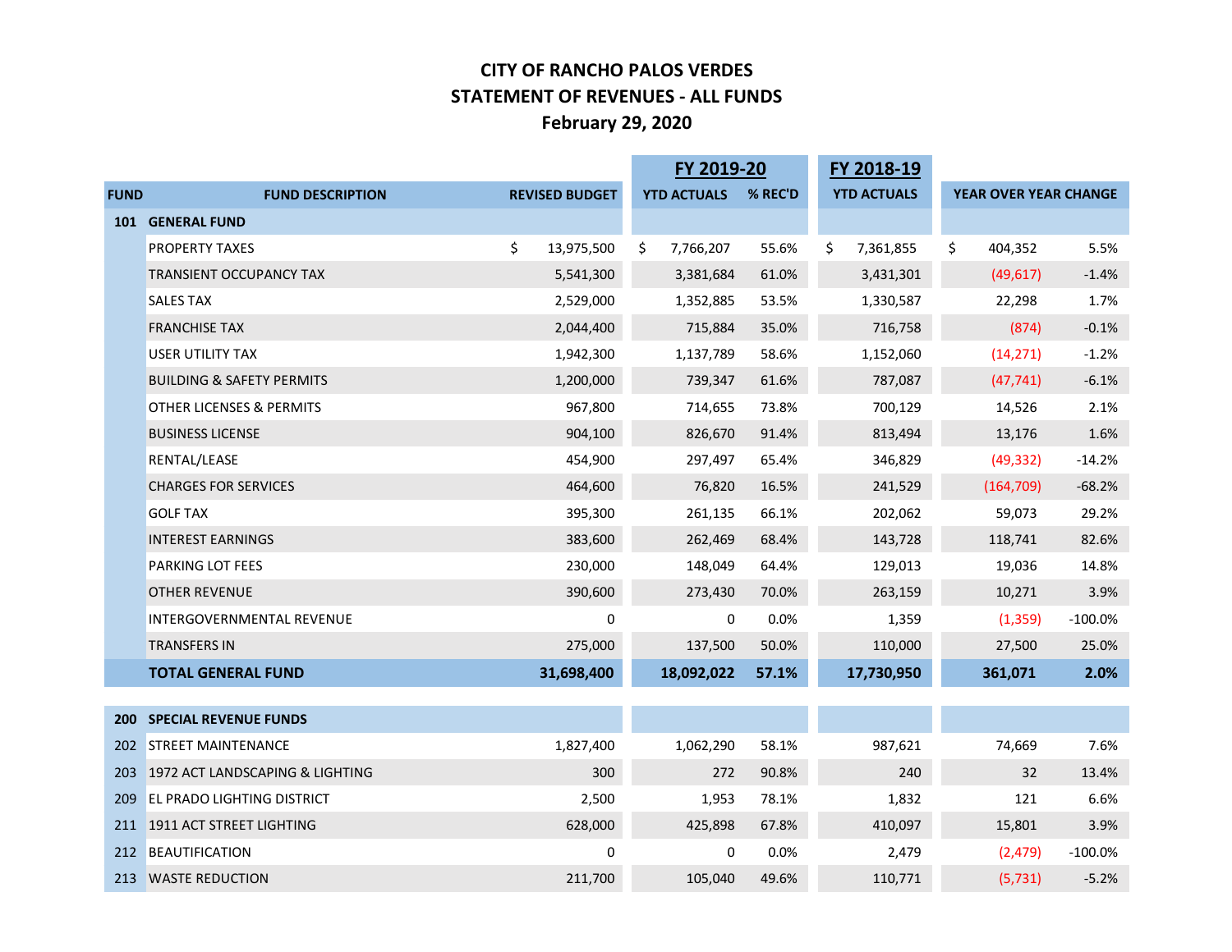# CITY OF RANCHO PALOS VERDES
## STATEMENT OF REVENUES - ALL FUNDS
### February 29, 2020

| FUND | FUND DESCRIPTION | REVISED BUDGET | FY 2019-20 YTD ACTUALS | FY 2019-20 % REC'D | FY 2018-19 YTD ACTUALS | YEAR OVER YEAR CHANGE | |
|---|---|---|---|---|---|---|---|
| **101** | **GENERAL FUND** | | | | | | |
| | PROPERTY TAXES | $ 13,975,500 | $ 7,766,207 | 55.6% | $ 7,361,855 | $ 404,352 | 5.5% |
| | TRANSIENT OCCUPANCY TAX | 5,541,300 | 3,381,684 | 61.0% | 3,431,301 | (49,617) | -1.4% |
| | SALES TAX | 2,529,000 | 1,352,885 | 53.5% | 1,330,587 | 22,298 | 1.7% |
| | FRANCHISE TAX | 2,044,400 | 715,884 | 35.0% | 716,758 | (874) | -0.1% |
| | USER UTILITY TAX | 1,942,300 | 1,137,789 | 58.6% | 1,152,060 | (14,271) | -1.2% |
| | BUILDING & SAFETY PERMITS | 1,200,000 | 739,347 | 61.6% | 787,087 | (47,741) | -6.1% |
| | OTHER LICENSES & PERMITS | 967,800 | 714,655 | 73.8% | 700,129 | 14,526 | 2.1% |
| | BUSINESS LICENSE | 904,100 | 826,670 | 91.4% | 813,494 | 13,176 | 1.6% |
| | RENTAL/LEASE | 454,900 | 297,497 | 65.4% | 346,829 | (49,332) | -14.2% |
| | CHARGES FOR SERVICES | 464,600 | 76,820 | 16.5% | 241,529 | (164,709) | -68.2% |
| | GOLF TAX | 395,300 | 261,135 | 66.1% | 202,062 | 59,073 | 29.2% |
| | INTEREST EARNINGS | 383,600 | 262,469 | 68.4% | 143,728 | 118,741 | 82.6% |
| | PARKING LOT FEES | 230,000 | 148,049 | 64.4% | 129,013 | 19,036 | 14.8% |
| | OTHER REVENUE | 390,600 | 273,430 | 70.0% | 263,159 | 10,271 | 3.9% |
| | INTERGOVERNMENTAL REVENUE | 0 | 0 | 0.0% | 1,359 | (1,359) | -100.0% |
| | TRANSFERS IN | 275,000 | 137,500 | 50.0% | 110,000 | 27,500 | 25.0% |
| | **TOTAL GENERAL FUND** | **31,698,400** | **18,092,022** | **57.1%** | **17,730,950** | **361,071** | **2.0%** |
| **200** | **SPECIAL REVENUE FUNDS** | | | | | | |
| 202 | STREET MAINTENANCE | 1,827,400 | 1,062,290 | 58.1% | 987,621 | 74,669 | 7.6% |
| 203 | 1972 ACT LANDSCAPING & LIGHTING | 300 | 272 | 90.8% | 240 | 32 | 13.4% |
| 209 | EL PRADO LIGHTING DISTRICT | 2,500 | 1,953 | 78.1% | 1,832 | 121 | 6.6% |
| 211 | 1911 ACT STREET LIGHTING | 628,000 | 425,898 | 67.8% | 410,097 | 15,801 | 3.9% |
| 212 | BEAUTIFICATION | 0 | 0 | 0.0% | 2,479 | (2,479) | -100.0% |
| 213 | WASTE REDUCTION | 211,700 | 105,040 | 49.6% | 110,771 | (5,731) | -5.2% |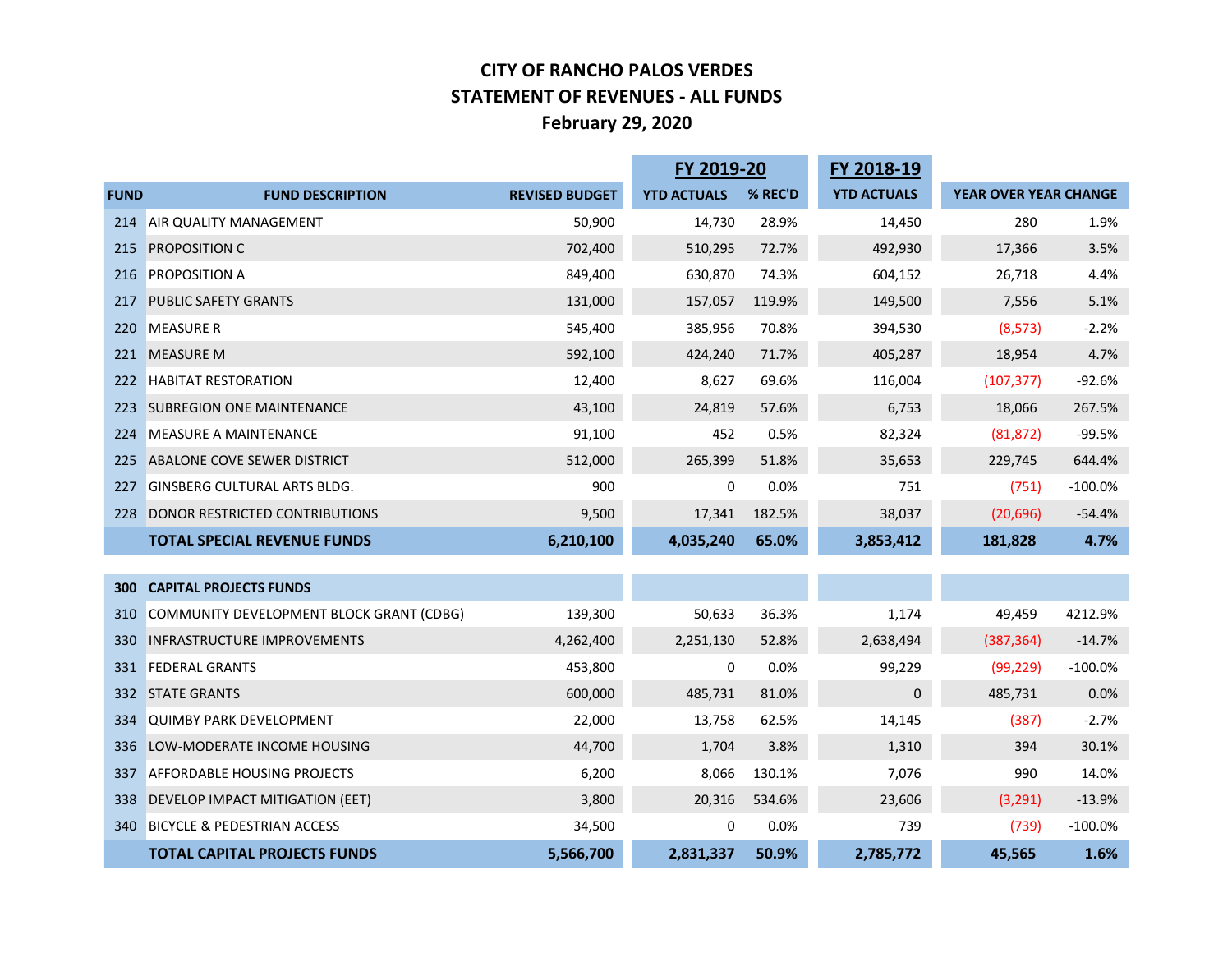# CITY OF RANCHO PALOS VERDES
## STATEMENT OF REVENUES - ALL FUNDS
### February 29, 2020

| FUND | FUND DESCRIPTION | REVISED BUDGET | FY 2019-20 YTD ACTUALS | FY 2019-20 % REC'D | FY 2018-19 YTD ACTUALS | YEAR OVER YEAR CHANGE | |
|---|---|---|---|---|---|---|---|
| 214 | AIR QUALITY MANAGEMENT | 50,900 | 14,730 | 28.9% | 14,450 | 280 | 1.9% |
| 215 | PROPOSITION C | 702,400 | 510,295 | 72.7% | 492,930 | 17,366 | 3.5% |
| 216 | PROPOSITION A | 849,400 | 630,870 | 74.3% | 604,152 | 26,718 | 4.4% |
| 217 | PUBLIC SAFETY GRANTS | 131,000 | 157,057 | 119.9% | 149,500 | 7,556 | 5.1% |
| 220 | MEASURE R | 545,400 | 385,956 | 70.8% | 394,530 | (8,573) | -2.2% |
| 221 | MEASURE M | 592,100 | 424,240 | 71.7% | 405,287 | 18,954 | 4.7% |
| 222 | HABITAT RESTORATION | 12,400 | 8,627 | 69.6% | 116,004 | (107,377) | -92.6% |
| 223 | SUBREGION ONE MAINTENANCE | 43,100 | 24,819 | 57.6% | 6,753 | 18,066 | 267.5% |
| 224 | MEASURE A MAINTENANCE | 91,100 | 452 | 0.5% | 82,324 | (81,872) | -99.5% |
| 225 | ABALONE COVE SEWER DISTRICT | 512,000 | 265,399 | 51.8% | 35,653 | 229,745 | 644.4% |
| 227 | GINSBERG CULTURAL ARTS BLDG. | 900 | 0 | 0.0% | 751 | (751) | -100.0% |
| 228 | DONOR RESTRICTED CONTRIBUTIONS | 9,500 | 17,341 | 182.5% | 38,037 | (20,696) | -54.4% |
| | **TOTAL SPECIAL REVENUE FUNDS** | **6,210,100** | **4,035,240** | **65.0%** | **3,853,412** | **181,828** | **4.7%** |
| | | | | | | | |
| **300** | **CAPITAL PROJECTS FUNDS** | | | | | | |
| 310 | COMMUNITY DEVELOPMENT BLOCK GRANT (CDBG) | 139,300 | 50,633 | 36.3% | 1,174 | 49,459 | 4212.9% |
| 330 | INFRASTRUCTURE IMPROVEMENTS | 4,262,400 | 2,251,130 | 52.8% | 2,638,494 | (387,364) | -14.7% |
| 331 | FEDERAL GRANTS | 453,800 | 0 | 0.0% | 99,229 | (99,229) | -100.0% |
| 332 | STATE GRANTS | 600,000 | 485,731 | 81.0% | 0 | 485,731 | 0.0% |
| 334 | QUIMBY PARK DEVELOPMENT | 22,000 | 13,758 | 62.5% | 14,145 | (387) | -2.7% |
| 336 | LOW-MODERATE INCOME HOUSING | 44,700 | 1,704 | 3.8% | 1,310 | 394 | 30.1% |
| 337 | AFFORDABLE HOUSING PROJECTS | 6,200 | 8,066 | 130.1% | 7,076 | 990 | 14.0% |
| 338 | DEVELOP IMPACT MITIGATION (EET) | 3,800 | 20,316 | 534.6% | 23,606 | (3,291) | -13.9% |
| 340 | BICYCLE & PEDESTRIAN ACCESS | 34,500 | 0 | 0.0% | 739 | (739) | -100.0% |
| | **TOTAL CAPITAL PROJECTS FUNDS** | **5,566,700** | **2,831,337** | **50.9%** | **2,785,772** | **45,565** | **1.6%** |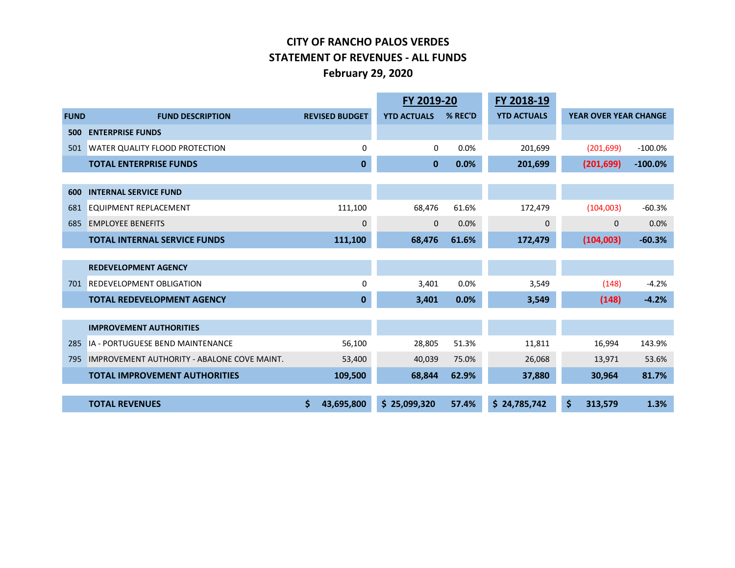# CITY OF RANCHO PALOS VERDES
## STATEMENT OF REVENUES - ALL FUNDS
### February 29, 2020

| FUND | FUND DESCRIPTION | REVISED BUDGET | FY 2019-20 YTD ACTUALS | FY 2019-20 % REC'D | FY 2018-19 YTD ACTUALS | YEAR OVER YEAR CHANGE | |
|---|---|---|---|---|---|---|---|
| **500** | **ENTERPRISE FUNDS** | | | | | | |
| 501 | WATER QUALITY FLOOD PROTECTION | 0 | 0 | 0.0% | 201,699 | (201,699) | -100.0% |
| | **TOTAL ENTERPRISE FUNDS** | **0** | **0** | **0.0%** | **201,699** | **(201,699)** | **-100.0%** |
| **600** | **INTERNAL SERVICE FUND** | | | | | | |
| 681 | EQUIPMENT REPLACEMENT | 111,100 | 68,476 | 61.6% | 172,479 | (104,003) | -60.3% |
| 685 | EMPLOYEE BENEFITS | 0 | 0 | 0.0% | 0 | 0 | 0.0% |
| | **TOTAL INTERNAL SERVICE FUNDS** | **111,100** | **68,476** | **61.6%** | **172,479** | **(104,003)** | **-60.3%** |
| | **REDEVELOPMENT AGENCY** | | | | | | |
| 701 | REDEVELOPMENT OBLIGATION | 0 | 3,401 | 0.0% | 3,549 | (148) | -4.2% |
| | **TOTAL REDEVELOPMENT AGENCY** | **0** | **3,401** | **0.0%** | **3,549** | **(148)** | **-4.2%** |
| | **IMPROVEMENT AUTHORITIES** | | | | | | |
| 285 | IA - PORTUGUESE BEND MAINTENANCE | 56,100 | 28,805 | 51.3% | 11,811 | 16,994 | 143.9% |
| 795 | IMPROVEMENT AUTHORITY - ABALONE COVE MAINT. | 53,400 | 40,039 | 75.0% | 26,068 | 13,971 | 53.6% |
| | **TOTAL IMPROVEMENT AUTHORITIES** | **109,500** | **68,844** | **62.9%** | **37,880** | **30,964** | **81.7%** |
| | **TOTAL REVENUES** | **$ 43,695,800** | **$ 25,099,320** | **57.4%** | **$ 24,785,742** | **$ 313,579** | **1.3%** |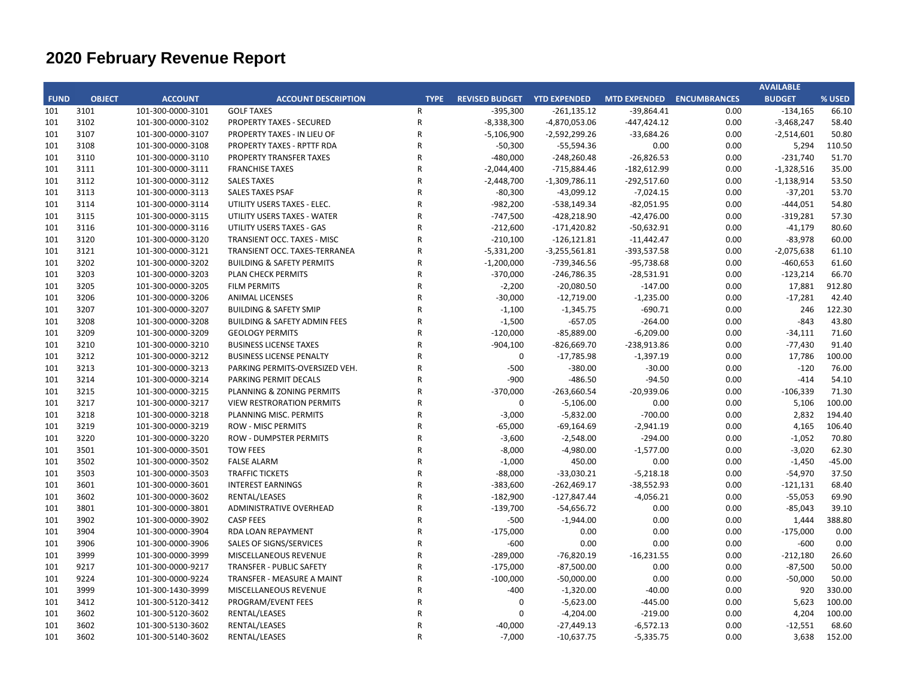# 2020 February Revenue Report

| FUND | OBJECT | ACCOUNT | ACCOUNT DESCRIPTION | TYPE | REVISED BUDGET | YTD EXPENDED | MTD EXPENDED | ENCUMBRANCES | AVAILABLE BUDGET | % USED |
|---|---|---|---|---|---|---|---|---|---|---|
| 101 | 3101 | 101-300-0000-3101 | GOLF TAXES | R | -395,300 | -261,135.12 | -39,864.41 | 0.00 | -134,165 | 66.10 |
| 101 | 3102 | 101-300-0000-3102 | PROPERTY TAXES - SECURED | R | -8,338,300 | -4,870,053.06 | -447,424.12 | 0.00 | -3,468,247 | 58.40 |
| 101 | 3107 | 101-300-0000-3107 | PROPERTY TAXES - IN LIEU OF | R | -5,106,900 | -2,592,299.26 | -33,684.26 | 0.00 | -2,514,601 | 50.80 |
| 101 | 3108 | 101-300-0000-3108 | PROPERTY TAXES - RPTTF RDA | R | -50,300 | -55,594.36 | 0.00 | 0.00 | 5,294 | 110.50 |
| 101 | 3110 | 101-300-0000-3110 | PROPERTY TRANSFER TAXES | R | -480,000 | -248,260.48 | -26,826.53 | 0.00 | -231,740 | 51.70 |
| 101 | 3111 | 101-300-0000-3111 | FRANCHISE TAXES | R | -2,044,400 | -715,884.46 | -182,612.99 | 0.00 | -1,328,516 | 35.00 |
| 101 | 3112 | 101-300-0000-3112 | SALES TAXES | R | -2,448,700 | -1,309,786.11 | -292,517.60 | 0.00 | -1,138,914 | 53.50 |
| 101 | 3113 | 101-300-0000-3113 | SALES TAXES PSAF | R | -80,300 | -43,099.12 | -7,024.15 | 0.00 | -37,201 | 53.70 |
| 101 | 3114 | 101-300-0000-3114 | UTILITY USERS TAXES - ELEC. | R | -982,200 | -538,149.34 | -82,051.95 | 0.00 | -444,051 | 54.80 |
| 101 | 3115 | 101-300-0000-3115 | UTILITY USERS TAXES - WATER | R | -747,500 | -428,218.90 | -42,476.00 | 0.00 | -319,281 | 57.30 |
| 101 | 3116 | 101-300-0000-3116 | UTILITY USERS TAXES - GAS | R | -212,600 | -171,420.82 | -50,632.91 | 0.00 | -41,179 | 80.60 |
| 101 | 3120 | 101-300-0000-3120 | TRANSIENT OCC. TAXES - MISC | R | -210,100 | -126,121.81 | -11,442.47 | 0.00 | -83,978 | 60.00 |
| 101 | 3121 | 101-300-0000-3121 | TRANSIENT OCC. TAXES-TERRANEA | R | -5,331,200 | -3,255,561.81 | -393,537.58 | 0.00 | -2,075,638 | 61.10 |
| 101 | 3202 | 101-300-0000-3202 | BUILDING & SAFETY PERMITS | R | -1,200,000 | -739,346.56 | -95,738.68 | 0.00 | -460,653 | 61.60 |
| 101 | 3203 | 101-300-0000-3203 | PLAN CHECK PERMITS | R | -370,000 | -246,786.35 | -28,531.91 | 0.00 | -123,214 | 66.70 |
| 101 | 3205 | 101-300-0000-3205 | FILM PERMITS | R | -2,200 | -20,080.50 | -147.00 | 0.00 | 17,881 | 912.80 |
| 101 | 3206 | 101-300-0000-3206 | ANIMAL LICENSES | R | -30,000 | -12,719.00 | -1,235.00 | 0.00 | -17,281 | 42.40 |
| 101 | 3207 | 101-300-0000-3207 | BUILDING & SAFETY SMIP | R | -1,100 | -1,345.75 | -690.71 | 0.00 | 246 | 122.30 |
| 101 | 3208 | 101-300-0000-3208 | BUILDING & SAFETY ADMIN FEES | R | -1,500 | -657.05 | -264.00 | 0.00 | -843 | 43.80 |
| 101 | 3209 | 101-300-0000-3209 | GEOLOGY PERMITS | R | -120,000 | -85,889.00 | -6,209.00 | 0.00 | -34,111 | 71.60 |
| 101 | 3210 | 101-300-0000-3210 | BUSINESS LICENSE TAXES | R | -904,100 | -826,669.70 | -238,913.86 | 0.00 | -77,430 | 91.40 |
| 101 | 3212 | 101-300-0000-3212 | BUSINESS LICENSE PENALTY | R | 0 | -17,785.98 | -1,397.19 | 0.00 | 17,786 | 100.00 |
| 101 | 3213 | 101-300-0000-3213 | PARKING PERMITS-OVERSIZED VEH. | R | -500 | -380.00 | -30.00 | 0.00 | -120 | 76.00 |
| 101 | 3214 | 101-300-0000-3214 | PARKING PERMIT DECALS | R | -900 | -486.50 | -94.50 | 0.00 | -414 | 54.10 |
| 101 | 3215 | 101-300-0000-3215 | PLANNING & ZONING PERMITS | R | -370,000 | -263,660.54 | -20,939.06 | 0.00 | -106,339 | 71.30 |
| 101 | 3217 | 101-300-0000-3217 | VIEW RESTRORATION PERMITS | R | 0 | -5,106.00 | 0.00 | 0.00 | 5,106 | 100.00 |
| 101 | 3218 | 101-300-0000-3218 | PLANNING MISC. PERMITS | R | -3,000 | -5,832.00 | -700.00 | 0.00 | 2,832 | 194.40 |
| 101 | 3219 | 101-300-0000-3219 | ROW - MISC PERMITS | R | -65,000 | -69,164.69 | -2,941.19 | 0.00 | 4,165 | 106.40 |
| 101 | 3220 | 101-300-0000-3220 | ROW - DUMPSTER PERMITS | R | -3,600 | -2,548.00 | -294.00 | 0.00 | -1,052 | 70.80 |
| 101 | 3501 | 101-300-0000-3501 | TOW FEES | R | -8,000 | -4,980.00 | -1,577.00 | 0.00 | -3,020 | 62.30 |
| 101 | 3502 | 101-300-0000-3502 | FALSE ALARM | R | -1,000 | 450.00 | 0.00 | 0.00 | -1,450 | -45.00 |
| 101 | 3503 | 101-300-0000-3503 | TRAFFIC TICKETS | R | -88,000 | -33,030.21 | -5,218.18 | 0.00 | -54,970 | 37.50 |
| 101 | 3601 | 101-300-0000-3601 | INTEREST EARNINGS | R | -383,600 | -262,469.17 | -38,552.93 | 0.00 | -121,131 | 68.40 |
| 101 | 3602 | 101-300-0000-3602 | RENTAL/LEASES | R | -182,900 | -127,847.44 | -4,056.21 | 0.00 | -55,053 | 69.90 |
| 101 | 3801 | 101-300-0000-3801 | ADMINISTRATIVE OVERHEAD | R | -139,700 | -54,656.72 | 0.00 | 0.00 | -85,043 | 39.10 |
| 101 | 3902 | 101-300-0000-3902 | CASP FEES | R | -500 | -1,944.00 | 0.00 | 0.00 | 1,444 | 388.80 |
| 101 | 3904 | 101-300-0000-3904 | RDA LOAN REPAYMENT | R | -175,000 | 0.00 | 0.00 | 0.00 | -175,000 | 0.00 |
| 101 | 3906 | 101-300-0000-3906 | SALES OF SIGNS/SERVICES | R | -600 | 0.00 | 0.00 | 0.00 | -600 | 0.00 |
| 101 | 3999 | 101-300-0000-3999 | MISCELLANEOUS REVENUE | R | -289,000 | -76,820.19 | -16,231.55 | 0.00 | -212,180 | 26.60 |
| 101 | 9217 | 101-300-0000-9217 | TRANSFER - PUBLIC SAFETY | R | -175,000 | -87,500.00 | 0.00 | 0.00 | -87,500 | 50.00 |
| 101 | 9224 | 101-300-0000-9224 | TRANSFER - MEASURE A MAINT | R | -100,000 | -50,000.00 | 0.00 | 0.00 | -50,000 | 50.00 |
| 101 | 3999 | 101-300-1430-3999 | MISCELLANEOUS REVENUE | R | -400 | -1,320.00 | -40.00 | 0.00 | 920 | 330.00 |
| 101 | 3412 | 101-300-5120-3412 | PROGRAM/EVENT FEES | R | 0 | -5,623.00 | -445.00 | 0.00 | 5,623 | 100.00 |
| 101 | 3602 | 101-300-5120-3602 | RENTAL/LEASES | R | 0 | -4,204.00 | -219.00 | 0.00 | 4,204 | 100.00 |
| 101 | 3602 | 101-300-5130-3602 | RENTAL/LEASES | R | -40,000 | -27,449.13 | -6,572.13 | 0.00 | -12,551 | 68.60 |
| 101 | 3602 | 101-300-5140-3602 | RENTAL/LEASES | R | -7,000 | -10,637.75 | -5,335.75 | 0.00 | 3,638 | 152.00 |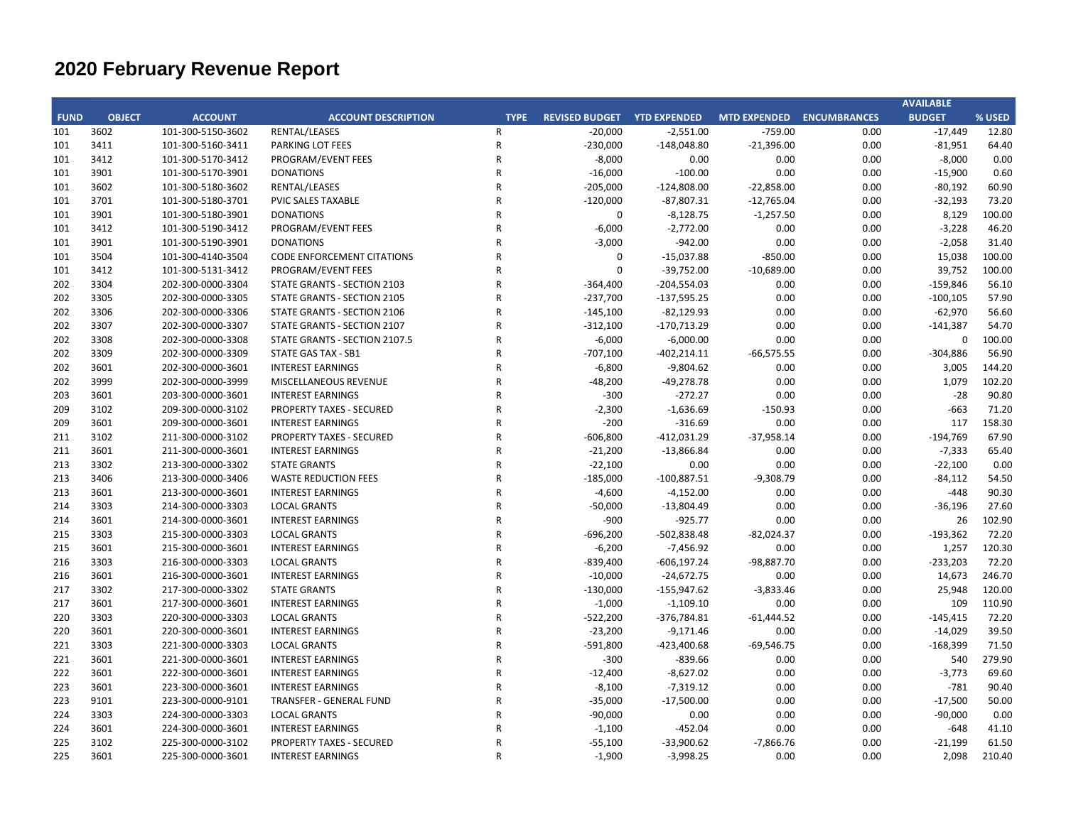# 2020 February Revenue Report

| FUND | OBJECT | ACCOUNT | ACCOUNT DESCRIPTION | TYPE | REVISED BUDGET | YTD EXPENDED | MTD EXPENDED | ENCUMBRANCES | AVAILABLE BUDGET | % USED |
|---|---|---|---|---|---|---|---|---|---|---|
| 101 | 3602 | 101-300-5150-3602 | RENTAL/LEASES | R | -20,000 | -2,551.00 | -759.00 | 0.00 | -17,449 | 12.80 |
| 101 | 3411 | 101-300-5160-3411 | PARKING LOT FEES | R | -230,000 | -148,048.80 | -21,396.00 | 0.00 | -81,951 | 64.40 |
| 101 | 3412 | 101-300-5170-3412 | PROGRAM/EVENT FEES | R | -8,000 | 0.00 | 0.00 | 0.00 | -8,000 | 0.00 |
| 101 | 3901 | 101-300-5170-3901 | DONATIONS | R | -16,000 | -100.00 | 0.00 | 0.00 | -15,900 | 0.60 |
| 101 | 3602 | 101-300-5180-3602 | RENTAL/LEASES | R | -205,000 | -124,808.00 | -22,858.00 | 0.00 | -80,192 | 60.90 |
| 101 | 3701 | 101-300-5180-3701 | PVIC SALES TAXABLE | R | -120,000 | -87,807.31 | -12,765.04 | 0.00 | -32,193 | 73.20 |
| 101 | 3901 | 101-300-5180-3901 | DONATIONS | R | 0 | -8,128.75 | -1,257.50 | 0.00 | 8,129 | 100.00 |
| 101 | 3412 | 101-300-5190-3412 | PROGRAM/EVENT FEES | R | -6,000 | -2,772.00 | 0.00 | 0.00 | -3,228 | 46.20 |
| 101 | 3901 | 101-300-5190-3901 | DONATIONS | R | -3,000 | -942.00 | 0.00 | 0.00 | -2,058 | 31.40 |
| 101 | 3504 | 101-300-4140-3504 | CODE ENFORCEMENT CITATIONS | R | 0 | -15,037.88 | -850.00 | 0.00 | 15,038 | 100.00 |
| 101 | 3412 | 101-300-5131-3412 | PROGRAM/EVENT FEES | R | 0 | -39,752.00 | -10,689.00 | 0.00 | 39,752 | 100.00 |
| 202 | 3304 | 202-300-0000-3304 | STATE GRANTS - SECTION 2103 | R | -364,400 | -204,554.03 | 0.00 | 0.00 | -159,846 | 56.10 |
| 202 | 3305 | 202-300-0000-3305 | STATE GRANTS - SECTION 2105 | R | -237,700 | -137,595.25 | 0.00 | 0.00 | -100,105 | 57.90 |
| 202 | 3306 | 202-300-0000-3306 | STATE GRANTS - SECTION 2106 | R | -145,100 | -82,129.93 | 0.00 | 0.00 | -62,970 | 56.60 |
| 202 | 3307 | 202-300-0000-3307 | STATE GRANTS - SECTION 2107 | R | -312,100 | -170,713.29 | 0.00 | 0.00 | -141,387 | 54.70 |
| 202 | 3308 | 202-300-0000-3308 | STATE GRANTS - SECTION 2107.5 | R | -6,000 | -6,000.00 | 0.00 | 0.00 | 0 | 100.00 |
| 202 | 3309 | 202-300-0000-3309 | STATE GAS TAX - SB1 | R | -707,100 | -402,214.11 | -66,575.55 | 0.00 | -304,886 | 56.90 |
| 202 | 3601 | 202-300-0000-3601 | INTEREST EARNINGS | R | -6,800 | -9,804.62 | 0.00 | 0.00 | 3,005 | 144.20 |
| 202 | 3999 | 202-300-0000-3999 | MISCELLANEOUS REVENUE | R | -48,200 | -49,278.78 | 0.00 | 0.00 | 1,079 | 102.20 |
| 203 | 3601 | 203-300-0000-3601 | INTEREST EARNINGS | R | -300 | -272.27 | 0.00 | 0.00 | -28 | 90.80 |
| 209 | 3102 | 209-300-0000-3102 | PROPERTY TAXES - SECURED | R | -2,300 | -1,636.69 | -150.93 | 0.00 | -663 | 71.20 |
| 209 | 3601 | 209-300-0000-3601 | INTEREST EARNINGS | R | -200 | -316.69 | 0.00 | 0.00 | 117 | 158.30 |
| 211 | 3102 | 211-300-0000-3102 | PROPERTY TAXES - SECURED | R | -606,800 | -412,031.29 | -37,958.14 | 0.00 | -194,769 | 67.90 |
| 211 | 3601 | 211-300-0000-3601 | INTEREST EARNINGS | R | -21,200 | -13,866.84 | 0.00 | 0.00 | -7,333 | 65.40 |
| 213 | 3302 | 213-300-0000-3302 | STATE GRANTS | R | -22,100 | 0.00 | 0.00 | 0.00 | -22,100 | 0.00 |
| 213 | 3406 | 213-300-0000-3406 | WASTE REDUCTION FEES | R | -185,000 | -100,887.51 | -9,308.79 | 0.00 | -84,112 | 54.50 |
| 213 | 3601 | 213-300-0000-3601 | INTEREST EARNINGS | R | -4,600 | -4,152.00 | 0.00 | 0.00 | -448 | 90.30 |
| 214 | 3303 | 214-300-0000-3303 | LOCAL GRANTS | R | -50,000 | -13,804.49 | 0.00 | 0.00 | -36,196 | 27.60 |
| 214 | 3601 | 214-300-0000-3601 | INTEREST EARNINGS | R | -900 | -925.77 | 0.00 | 0.00 | 26 | 102.90 |
| 215 | 3303 | 215-300-0000-3303 | LOCAL GRANTS | R | -696,200 | -502,838.48 | -82,024.37 | 0.00 | -193,362 | 72.20 |
| 215 | 3601 | 215-300-0000-3601 | INTEREST EARNINGS | R | -6,200 | -7,456.92 | 0.00 | 0.00 | 1,257 | 120.30 |
| 216 | 3303 | 216-300-0000-3303 | LOCAL GRANTS | R | -839,400 | -606,197.24 | -98,887.70 | 0.00 | -233,203 | 72.20 |
| 216 | 3601 | 216-300-0000-3601 | INTEREST EARNINGS | R | -10,000 | -24,672.75 | 0.00 | 0.00 | 14,673 | 246.70 |
| 217 | 3302 | 217-300-0000-3302 | STATE GRANTS | R | -130,000 | -155,947.62 | -3,833.46 | 0.00 | 25,948 | 120.00 |
| 217 | 3601 | 217-300-0000-3601 | INTEREST EARNINGS | R | -1,000 | -1,109.10 | 0.00 | 0.00 | 109 | 110.90 |
| 220 | 3303 | 220-300-0000-3303 | LOCAL GRANTS | R | -522,200 | -376,784.81 | -61,444.52 | 0.00 | -145,415 | 72.20 |
| 220 | 3601 | 220-300-0000-3601 | INTEREST EARNINGS | R | -23,200 | -9,171.46 | 0.00 | 0.00 | -14,029 | 39.50 |
| 221 | 3303 | 221-300-0000-3303 | LOCAL GRANTS | R | -591,800 | -423,400.68 | -69,546.75 | 0.00 | -168,399 | 71.50 |
| 221 | 3601 | 221-300-0000-3601 | INTEREST EARNINGS | R | -300 | -839.66 | 0.00 | 0.00 | 540 | 279.90 |
| 222 | 3601 | 222-300-0000-3601 | INTEREST EARNINGS | R | -12,400 | -8,627.02 | 0.00 | 0.00 | -3,773 | 69.60 |
| 223 | 3601 | 223-300-0000-3601 | INTEREST EARNINGS | R | -8,100 | -7,319.12 | 0.00 | 0.00 | -781 | 90.40 |
| 223 | 9101 | 223-300-0000-9101 | TRANSFER - GENERAL FUND | R | -35,000 | -17,500.00 | 0.00 | 0.00 | -17,500 | 50.00 |
| 224 | 3303 | 224-300-0000-3303 | LOCAL GRANTS | R | -90,000 | 0.00 | 0.00 | 0.00 | -90,000 | 0.00 |
| 224 | 3601 | 224-300-0000-3601 | INTEREST EARNINGS | R | -1,100 | -452.04 | 0.00 | 0.00 | -648 | 41.10 |
| 225 | 3102 | 225-300-0000-3102 | PROPERTY TAXES - SECURED | R | -55,100 | -33,900.62 | -7,866.76 | 0.00 | -21,199 | 61.50 |
| 225 | 3601 | 225-300-0000-3601 | INTEREST EARNINGS | R | -1,900 | -3,998.25 | 0.00 | 0.00 | 2,098 | 210.40 |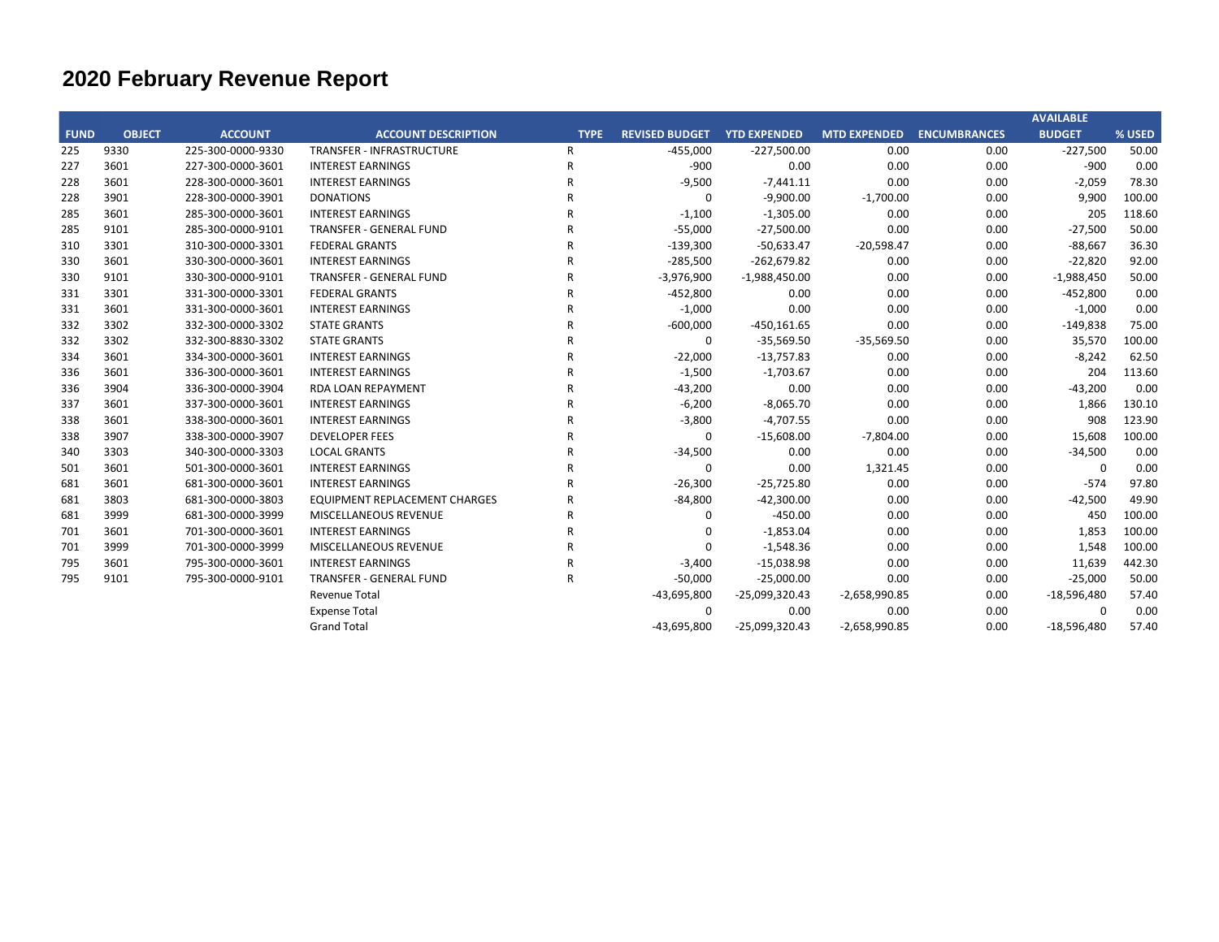# 2020 February Revenue Report

| FUND | OBJECT | ACCOUNT | ACCOUNT DESCRIPTION | TYPE | REVISED BUDGET | YTD EXPENDED | MTD EXPENDED | ENCUMBRANCES | AVAILABLE BUDGET | % USED |
|---|---|---|---|---|---|---|---|---|---|---|
| 225 | 9330 | 225-300-0000-9330 | TRANSFER - INFRASTRUCTURE | R | -455,000 | -227,500.00 | 0.00 | 0.00 | -227,500 | 50.00 |
| 227 | 3601 | 227-300-0000-3601 | INTEREST EARNINGS | R | -900 | 0.00 | 0.00 | 0.00 | -900 | 0.00 |
| 228 | 3601 | 228-300-0000-3601 | INTEREST EARNINGS | R | -9,500 | -7,441.11 | 0.00 | 0.00 | -2,059 | 78.30 |
| 228 | 3901 | 228-300-0000-3901 | DONATIONS | R | 0 | -9,900.00 | -1,700.00 | 0.00 | 9,900 | 100.00 |
| 285 | 3601 | 285-300-0000-3601 | INTEREST EARNINGS | R | -1,100 | -1,305.00 | 0.00 | 0.00 | 205 | 118.60 |
| 285 | 9101 | 285-300-0000-9101 | TRANSFER - GENERAL FUND | R | -55,000 | -27,500.00 | 0.00 | 0.00 | -27,500 | 50.00 |
| 310 | 3301 | 310-300-0000-3301 | FEDERAL GRANTS | R | -139,300 | -50,633.47 | -20,598.47 | 0.00 | -88,667 | 36.30 |
| 330 | 3601 | 330-300-0000-3601 | INTEREST EARNINGS | R | -285,500 | -262,679.82 | 0.00 | 0.00 | -22,820 | 92.00 |
| 330 | 9101 | 330-300-0000-9101 | TRANSFER - GENERAL FUND | R | -3,976,900 | -1,988,450.00 | 0.00 | 0.00 | -1,988,450 | 50.00 |
| 331 | 3301 | 331-300-0000-3301 | FEDERAL GRANTS | R | -452,800 | 0.00 | 0.00 | 0.00 | -452,800 | 0.00 |
| 331 | 3601 | 331-300-0000-3601 | INTEREST EARNINGS | R | -1,000 | 0.00 | 0.00 | 0.00 | -1,000 | 0.00 |
| 332 | 3302 | 332-300-0000-3302 | STATE GRANTS | R | -600,000 | -450,161.65 | 0.00 | 0.00 | -149,838 | 75.00 |
| 332 | 3302 | 332-300-8830-3302 | STATE GRANTS | R | 0 | -35,569.50 | -35,569.50 | 0.00 | 35,570 | 100.00 |
| 334 | 3601 | 334-300-0000-3601 | INTEREST EARNINGS | R | -22,000 | -13,757.83 | 0.00 | 0.00 | -8,242 | 62.50 |
| 336 | 3601 | 336-300-0000-3601 | INTEREST EARNINGS | R | -1,500 | -1,703.67 | 0.00 | 0.00 | 204 | 113.60 |
| 336 | 3904 | 336-300-0000-3904 | RDA LOAN REPAYMENT | R | -43,200 | 0.00 | 0.00 | 0.00 | -43,200 | 0.00 |
| 337 | 3601 | 337-300-0000-3601 | INTEREST EARNINGS | R | -6,200 | -8,065.70 | 0.00 | 0.00 | 1,866 | 130.10 |
| 338 | 3601 | 338-300-0000-3601 | INTEREST EARNINGS | R | -3,800 | -4,707.55 | 0.00 | 0.00 | 908 | 123.90 |
| 338 | 3907 | 338-300-0000-3907 | DEVELOPER FEES | R | 0 | -15,608.00 | -7,804.00 | 0.00 | 15,608 | 100.00 |
| 340 | 3303 | 340-300-0000-3303 | LOCAL GRANTS | R | -34,500 | 0.00 | 0.00 | 0.00 | -34,500 | 0.00 |
| 501 | 3601 | 501-300-0000-3601 | INTEREST EARNINGS | R | 0 | 0.00 | 1,321.45 | 0.00 | 0 | 0.00 |
| 681 | 3601 | 681-300-0000-3601 | INTEREST EARNINGS | R | -26,300 | -25,725.80 | 0.00 | 0.00 | -574 | 97.80 |
| 681 | 3803 | 681-300-0000-3803 | EQUIPMENT REPLACEMENT CHARGES | R | -84,800 | -42,300.00 | 0.00 | 0.00 | -42,500 | 49.90 |
| 681 | 3999 | 681-300-0000-3999 | MISCELLANEOUS REVENUE | R | 0 | -450.00 | 0.00 | 0.00 | 450 | 100.00 |
| 701 | 3601 | 701-300-0000-3601 | INTEREST EARNINGS | R | 0 | -1,853.04 | 0.00 | 0.00 | 1,853 | 100.00 |
| 701 | 3999 | 701-300-0000-3999 | MISCELLANEOUS REVENUE | R | 0 | -1,548.36 | 0.00 | 0.00 | 1,548 | 100.00 |
| 795 | 3601 | 795-300-0000-3601 | INTEREST EARNINGS | R | -3,400 | -15,038.98 | 0.00 | 0.00 | 11,639 | 442.30 |
| 795 | 9101 | 795-300-0000-9101 | TRANSFER - GENERAL FUND | R | -50,000 | -25,000.00 | 0.00 | 0.00 | -25,000 | 50.00 |
| | | | Revenue Total | | -43,695,800 | -25,099,320.43 | -2,658,990.85 | 0.00 | -18,596,480 | 57.40 |
| | | | Expense Total | | 0 | 0.00 | 0.00 | 0.00 | 0 | 0.00 |
| | | | Grand Total | | -43,695,800 | -25,099,320.43 | -2,658,990.85 | 0.00 | -18,596,480 | 57.40 |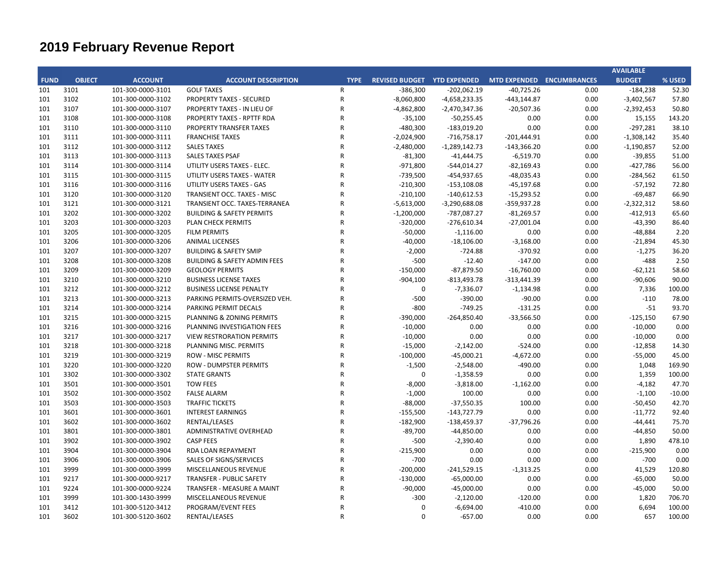# 2019 February Revenue Report

| FUND | OBJECT | ACCOUNT | ACCOUNT DESCRIPTION | TYPE | REVISED BUDGET | YTD EXPENDED | MTD EXPENDED | ENCUMBRANCES | AVAILABLE BUDGET | % USED |
|---|---|---|---|---|---|---|---|---|---|---|
| 101 | 3101 | 101-300-0000-3101 | GOLF TAXES | R | -386,300 | -202,062.19 | -40,725.26 | 0.00 | -184,238 | 52.30 |
| 101 | 3102 | 101-300-0000-3102 | PROPERTY TAXES - SECURED | R | -8,060,800 | -4,658,233.35 | -443,144.87 | 0.00 | -3,402,567 | 57.80 |
| 101 | 3107 | 101-300-0000-3107 | PROPERTY TAXES - IN LIEU OF | R | -4,862,800 | -2,470,347.36 | -20,507.36 | 0.00 | -2,392,453 | 50.80 |
| 101 | 3108 | 101-300-0000-3108 | PROPERTY TAXES - RPTTF RDA | R | -35,100 | -50,255.45 | 0.00 | 0.00 | 15,155 | 143.20 |
| 101 | 3110 | 101-300-0000-3110 | PROPERTY TRANSFER TAXES | R | -480,300 | -183,019.20 | 0.00 | 0.00 | -297,281 | 38.10 |
| 101 | 3111 | 101-300-0000-3111 | FRANCHISE TAXES | R | -2,024,900 | -716,758.17 | -201,444.91 | 0.00 | -1,308,142 | 35.40 |
| 101 | 3112 | 101-300-0000-3112 | SALES TAXES | R | -2,480,000 | -1,289,142.73 | -143,366.20 | 0.00 | -1,190,857 | 52.00 |
| 101 | 3113 | 101-300-0000-3113 | SALES TAXES PSAF | R | -81,300 | -41,444.75 | -6,519.70 | 0.00 | -39,855 | 51.00 |
| 101 | 3114 | 101-300-0000-3114 | UTILITY USERS TAXES - ELEC. | R | -971,800 | -544,014.27 | -82,169.43 | 0.00 | -427,786 | 56.00 |
| 101 | 3115 | 101-300-0000-3115 | UTILITY USERS TAXES - WATER | R | -739,500 | -454,937.65 | -48,035.43 | 0.00 | -284,562 | 61.50 |
| 101 | 3116 | 101-300-0000-3116 | UTILITY USERS TAXES - GAS | R | -210,300 | -153,108.08 | -45,197.68 | 0.00 | -57,192 | 72.80 |
| 101 | 3120 | 101-300-0000-3120 | TRANSIENT OCC. TAXES - MISC | R | -210,100 | -140,612.53 | -15,293.52 | 0.00 | -69,487 | 66.90 |
| 101 | 3121 | 101-300-0000-3121 | TRANSIENT OCC. TAXES-TERRANEA | R | -5,613,000 | -3,290,688.08 | -359,937.28 | 0.00 | -2,322,312 | 58.60 |
| 101 | 3202 | 101-300-0000-3202 | BUILDING & SAFETY PERMITS | R | -1,200,000 | -787,087.27 | -81,269.57 | 0.00 | -412,913 | 65.60 |
| 101 | 3203 | 101-300-0000-3203 | PLAN CHECK PERMITS | R | -320,000 | -276,610.34 | -27,001.04 | 0.00 | -43,390 | 86.40 |
| 101 | 3205 | 101-300-0000-3205 | FILM PERMITS | R | -50,000 | -1,116.00 | 0.00 | 0.00 | -48,884 | 2.20 |
| 101 | 3206 | 101-300-0000-3206 | ANIMAL LICENSES | R | -40,000 | -18,106.00 | -3,168.00 | 0.00 | -21,894 | 45.30 |
| 101 | 3207 | 101-300-0000-3207 | BUILDING & SAFETY SMIP | R | -2,000 | -724.88 | -370.92 | 0.00 | -1,275 | 36.20 |
| 101 | 3208 | 101-300-0000-3208 | BUILDING & SAFETY ADMIN FEES | R | -500 | -12.40 | -147.00 | 0.00 | -488 | 2.50 |
| 101 | 3209 | 101-300-0000-3209 | GEOLOGY PERMITS | R | -150,000 | -87,879.50 | -16,760.00 | 0.00 | -62,121 | 58.60 |
| 101 | 3210 | 101-300-0000-3210 | BUSINESS LICENSE TAXES | R | -904,100 | -813,493.78 | -313,441.39 | 0.00 | -90,606 | 90.00 |
| 101 | 3212 | 101-300-0000-3212 | BUSINESS LICENSE PENALTY | R | 0 | -7,336.07 | -1,134.98 | 0.00 | 7,336 | 100.00 |
| 101 | 3213 | 101-300-0000-3213 | PARKING PERMITS-OVERSIZED VEH. | R | -500 | -390.00 | -90.00 | 0.00 | -110 | 78.00 |
| 101 | 3214 | 101-300-0000-3214 | PARKING PERMIT DECALS | R | -800 | -749.25 | -131.25 | 0.00 | -51 | 93.70 |
| 101 | 3215 | 101-300-0000-3215 | PLANNING & ZONING PERMITS | R | -390,000 | -264,850.40 | -33,566.50 | 0.00 | -125,150 | 67.90 |
| 101 | 3216 | 101-300-0000-3216 | PLANNING INVESTIGATION FEES | R | -10,000 | 0.00 | 0.00 | 0.00 | -10,000 | 0.00 |
| 101 | 3217 | 101-300-0000-3217 | VIEW RESTRORATION PERMITS | R | -10,000 | 0.00 | 0.00 | 0.00 | -10,000 | 0.00 |
| 101 | 3218 | 101-300-0000-3218 | PLANNING MISC. PERMITS | R | -15,000 | -2,142.00 | -524.00 | 0.00 | -12,858 | 14.30 |
| 101 | 3219 | 101-300-0000-3219 | ROW - MISC PERMITS | R | -100,000 | -45,000.21 | -4,672.00 | 0.00 | -55,000 | 45.00 |
| 101 | 3220 | 101-300-0000-3220 | ROW - DUMPSTER PERMITS | R | -1,500 | -2,548.00 | -490.00 | 0.00 | 1,048 | 169.90 |
| 101 | 3302 | 101-300-0000-3302 | STATE GRANTS | R | 0 | -1,358.59 | 0.00 | 0.00 | 1,359 | 100.00 |
| 101 | 3501 | 101-300-0000-3501 | TOW FEES | R | -8,000 | -3,818.00 | -1,162.00 | 0.00 | -4,182 | 47.70 |
| 101 | 3502 | 101-300-0000-3502 | FALSE ALARM | R | -1,000 | 100.00 | 0.00 | 0.00 | -1,100 | -10.00 |
| 101 | 3503 | 101-300-0000-3503 | TRAFFIC TICKETS | R | -88,000 | -37,550.35 | 100.00 | 0.00 | -50,450 | 42.70 |
| 101 | 3601 | 101-300-0000-3601 | INTEREST EARNINGS | R | -155,500 | -143,727.79 | 0.00 | 0.00 | -11,772 | 92.40 |
| 101 | 3602 | 101-300-0000-3602 | RENTAL/LEASES | R | -182,900 | -138,459.37 | -37,796.26 | 0.00 | -44,441 | 75.70 |
| 101 | 3801 | 101-300-0000-3801 | ADMINISTRATIVE OVERHEAD | R | -89,700 | -44,850.00 | 0.00 | 0.00 | -44,850 | 50.00 |
| 101 | 3902 | 101-300-0000-3902 | CASP FEES | R | -500 | -2,390.40 | 0.00 | 0.00 | 1,890 | 478.10 |
| 101 | 3904 | 101-300-0000-3904 | RDA LOAN REPAYMENT | R | -215,900 | 0.00 | 0.00 | 0.00 | -215,900 | 0.00 |
| 101 | 3906 | 101-300-0000-3906 | SALES OF SIGNS/SERVICES | R | -700 | 0.00 | 0.00 | 0.00 | -700 | 0.00 |
| 101 | 3999 | 101-300-0000-3999 | MISCELLANEOUS REVENUE | R | -200,000 | -241,529.15 | -1,313.25 | 0.00 | 41,529 | 120.80 |
| 101 | 9217 | 101-300-0000-9217 | TRANSFER - PUBLIC SAFETY | R | -130,000 | -65,000.00 | 0.00 | 0.00 | -65,000 | 50.00 |
| 101 | 9224 | 101-300-0000-9224 | TRANSFER - MEASURE A MAINT | R | -90,000 | -45,000.00 | 0.00 | 0.00 | -45,000 | 50.00 |
| 101 | 3999 | 101-300-1430-3999 | MISCELLANEOUS REVENUE | R | -300 | -2,120.00 | -120.00 | 0.00 | 1,820 | 706.70 |
| 101 | 3412 | 101-300-5120-3412 | PROGRAM/EVENT FEES | R | 0 | -6,694.00 | -410.00 | 0.00 | 6,694 | 100.00 |
| 101 | 3602 | 101-300-5120-3602 | RENTAL/LEASES | R | 0 | -657.00 | 0.00 | 0.00 | 657 | 100.00 |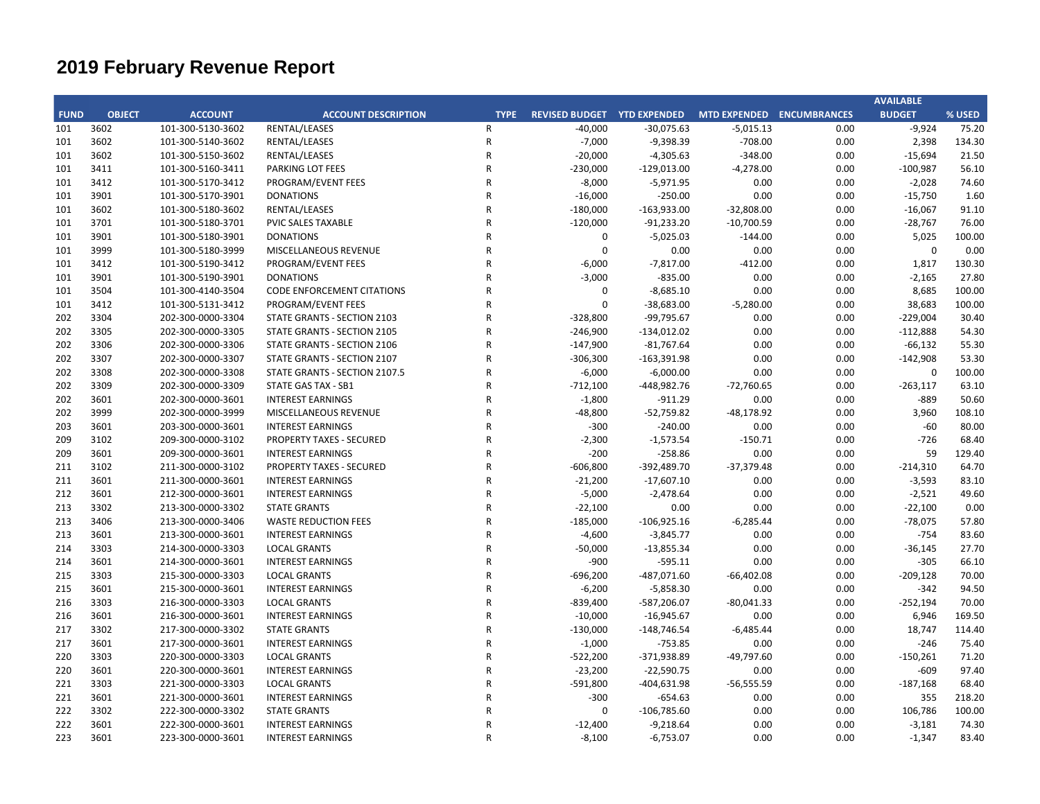# 2019 February Revenue Report

| FUND | OBJECT | ACCOUNT | ACCOUNT DESCRIPTION | TYPE | REVISED BUDGET | YTD EXPENDED | MTD EXPENDED | ENCUMBRANCES | AVAILABLE BUDGET | % USED |
|---|---|---|---|---|---|---|---|---|---|---|
| 101 | 3602 | 101-300-5130-3602 | RENTAL/LEASES | R | -40,000 | -30,075.63 | -5,015.13 | 0.00 | -9,924 | 75.20 |
| 101 | 3602 | 101-300-5140-3602 | RENTAL/LEASES | R | -7,000 | -9,398.39 | -708.00 | 0.00 | 2,398 | 134.30 |
| 101 | 3602 | 101-300-5150-3602 | RENTAL/LEASES | R | -20,000 | -4,305.63 | -348.00 | 0.00 | -15,694 | 21.50 |
| 101 | 3411 | 101-300-5160-3411 | PARKING LOT FEES | R | -230,000 | -129,013.00 | -4,278.00 | 0.00 | -100,987 | 56.10 |
| 101 | 3412 | 101-300-5170-3412 | PROGRAM/EVENT FEES | R | -8,000 | -5,971.95 | 0.00 | 0.00 | -2,028 | 74.60 |
| 101 | 3901 | 101-300-5170-3901 | DONATIONS | R | -16,000 | -250.00 | 0.00 | 0.00 | -15,750 | 1.60 |
| 101 | 3602 | 101-300-5180-3602 | RENTAL/LEASES | R | -180,000 | -163,933.00 | -32,808.00 | 0.00 | -16,067 | 91.10 |
| 101 | 3701 | 101-300-5180-3701 | PVIC SALES TAXABLE | R | -120,000 | -91,233.20 | -10,700.59 | 0.00 | -28,767 | 76.00 |
| 101 | 3901 | 101-300-5180-3901 | DONATIONS | R | 0 | -5,025.03 | -144.00 | 0.00 | 5,025 | 100.00 |
| 101 | 3999 | 101-300-5180-3999 | MISCELLANEOUS REVENUE | R | 0 | 0.00 | 0.00 | 0.00 | 0 | 0.00 |
| 101 | 3412 | 101-300-5190-3412 | PROGRAM/EVENT FEES | R | -6,000 | -7,817.00 | -412.00 | 0.00 | 1,817 | 130.30 |
| 101 | 3901 | 101-300-5190-3901 | DONATIONS | R | -3,000 | -835.00 | 0.00 | 0.00 | -2,165 | 27.80 |
| 101 | 3504 | 101-300-4140-3504 | CODE ENFORCEMENT CITATIONS | R | 0 | -8,685.10 | 0.00 | 0.00 | 8,685 | 100.00 |
| 101 | 3412 | 101-300-5131-3412 | PROGRAM/EVENT FEES | R | 0 | -38,683.00 | -5,280.00 | 0.00 | 38,683 | 100.00 |
| 202 | 3304 | 202-300-0000-3304 | STATE GRANTS - SECTION 2103 | R | -328,800 | -99,795.67 | 0.00 | 0.00 | -229,004 | 30.40 |
| 202 | 3305 | 202-300-0000-3305 | STATE GRANTS - SECTION 2105 | R | -246,900 | -134,012.02 | 0.00 | 0.00 | -112,888 | 54.30 |
| 202 | 3306 | 202-300-0000-3306 | STATE GRANTS - SECTION 2106 | R | -147,900 | -81,767.64 | 0.00 | 0.00 | -66,132 | 55.30 |
| 202 | 3307 | 202-300-0000-3307 | STATE GRANTS - SECTION 2107 | R | -306,300 | -163,391.98 | 0.00 | 0.00 | -142,908 | 53.30 |
| 202 | 3308 | 202-300-0000-3308 | STATE GRANTS - SECTION 2107.5 | R | -6,000 | -6,000.00 | 0.00 | 0.00 | 0 | 100.00 |
| 202 | 3309 | 202-300-0000-3309 | STATE GAS TAX - SB1 | R | -712,100 | -448,982.76 | -72,760.65 | 0.00 | -263,117 | 63.10 |
| 202 | 3601 | 202-300-0000-3601 | INTEREST EARNINGS | R | -1,800 | -911.29 | 0.00 | 0.00 | -889 | 50.60 |
| 202 | 3999 | 202-300-0000-3999 | MISCELLANEOUS REVENUE | R | -48,800 | -52,759.82 | -48,178.92 | 0.00 | 3,960 | 108.10 |
| 203 | 3601 | 203-300-0000-3601 | INTEREST EARNINGS | R | -300 | -240.00 | 0.00 | 0.00 | -60 | 80.00 |
| 209 | 3102 | 209-300-0000-3102 | PROPERTY TAXES - SECURED | R | -2,300 | -1,573.54 | -150.71 | 0.00 | -726 | 68.40 |
| 209 | 3601 | 209-300-0000-3601 | INTEREST EARNINGS | R | -200 | -258.86 | 0.00 | 0.00 | 59 | 129.40 |
| 211 | 3102 | 211-300-0000-3102 | PROPERTY TAXES - SECURED | R | -606,800 | -392,489.70 | -37,379.48 | 0.00 | -214,310 | 64.70 |
| 211 | 3601 | 211-300-0000-3601 | INTEREST EARNINGS | R | -21,200 | -17,607.10 | 0.00 | 0.00 | -3,593 | 83.10 |
| 212 | 3601 | 212-300-0000-3601 | INTEREST EARNINGS | R | -5,000 | -2,478.64 | 0.00 | 0.00 | -2,521 | 49.60 |
| 213 | 3302 | 213-300-0000-3302 | STATE GRANTS | R | -22,100 | 0.00 | 0.00 | 0.00 | -22,100 | 0.00 |
| 213 | 3406 | 213-300-0000-3406 | WASTE REDUCTION FEES | R | -185,000 | -106,925.16 | -6,285.44 | 0.00 | -78,075 | 57.80 |
| 213 | 3601 | 213-300-0000-3601 | INTEREST EARNINGS | R | -4,600 | -3,845.77 | 0.00 | 0.00 | -754 | 83.60 |
| 214 | 3303 | 214-300-0000-3303 | LOCAL GRANTS | R | -50,000 | -13,855.34 | 0.00 | 0.00 | -36,145 | 27.70 |
| 214 | 3601 | 214-300-0000-3601 | INTEREST EARNINGS | R | -900 | -595.11 | 0.00 | 0.00 | -305 | 66.10 |
| 215 | 3303 | 215-300-0000-3303 | LOCAL GRANTS | R | -696,200 | -487,071.60 | -66,402.08 | 0.00 | -209,128 | 70.00 |
| 215 | 3601 | 215-300-0000-3601 | INTEREST EARNINGS | R | -6,200 | -5,858.30 | 0.00 | 0.00 | -342 | 94.50 |
| 216 | 3303 | 216-300-0000-3303 | LOCAL GRANTS | R | -839,400 | -587,206.07 | -80,041.33 | 0.00 | -252,194 | 70.00 |
| 216 | 3601 | 216-300-0000-3601 | INTEREST EARNINGS | R | -10,000 | -16,945.67 | 0.00 | 0.00 | 6,946 | 169.50 |
| 217 | 3302 | 217-300-0000-3302 | STATE GRANTS | R | -130,000 | -148,746.54 | -6,485.44 | 0.00 | 18,747 | 114.40 |
| 217 | 3601 | 217-300-0000-3601 | INTEREST EARNINGS | R | -1,000 | -753.85 | 0.00 | 0.00 | -246 | 75.40 |
| 220 | 3303 | 220-300-0000-3303 | LOCAL GRANTS | R | -522,200 | -371,938.89 | -49,797.60 | 0.00 | -150,261 | 71.20 |
| 220 | 3601 | 220-300-0000-3601 | INTEREST EARNINGS | R | -23,200 | -22,590.75 | 0.00 | 0.00 | -609 | 97.40 |
| 221 | 3303 | 221-300-0000-3303 | LOCAL GRANTS | R | -591,800 | -404,631.98 | -56,555.59 | 0.00 | -187,168 | 68.40 |
| 221 | 3601 | 221-300-0000-3601 | INTEREST EARNINGS | R | -300 | -654.63 | 0.00 | 0.00 | 355 | 218.20 |
| 222 | 3302 | 222-300-0000-3302 | STATE GRANTS | R | 0 | -106,785.60 | 0.00 | 0.00 | 106,786 | 100.00 |
| 222 | 3601 | 222-300-0000-3601 | INTEREST EARNINGS | R | -12,400 | -9,218.64 | 0.00 | 0.00 | -3,181 | 74.30 |
| 223 | 3601 | 223-300-0000-3601 | INTEREST EARNINGS | R | -8,100 | -6,753.07 | 0.00 | 0.00 | -1,347 | 83.40 |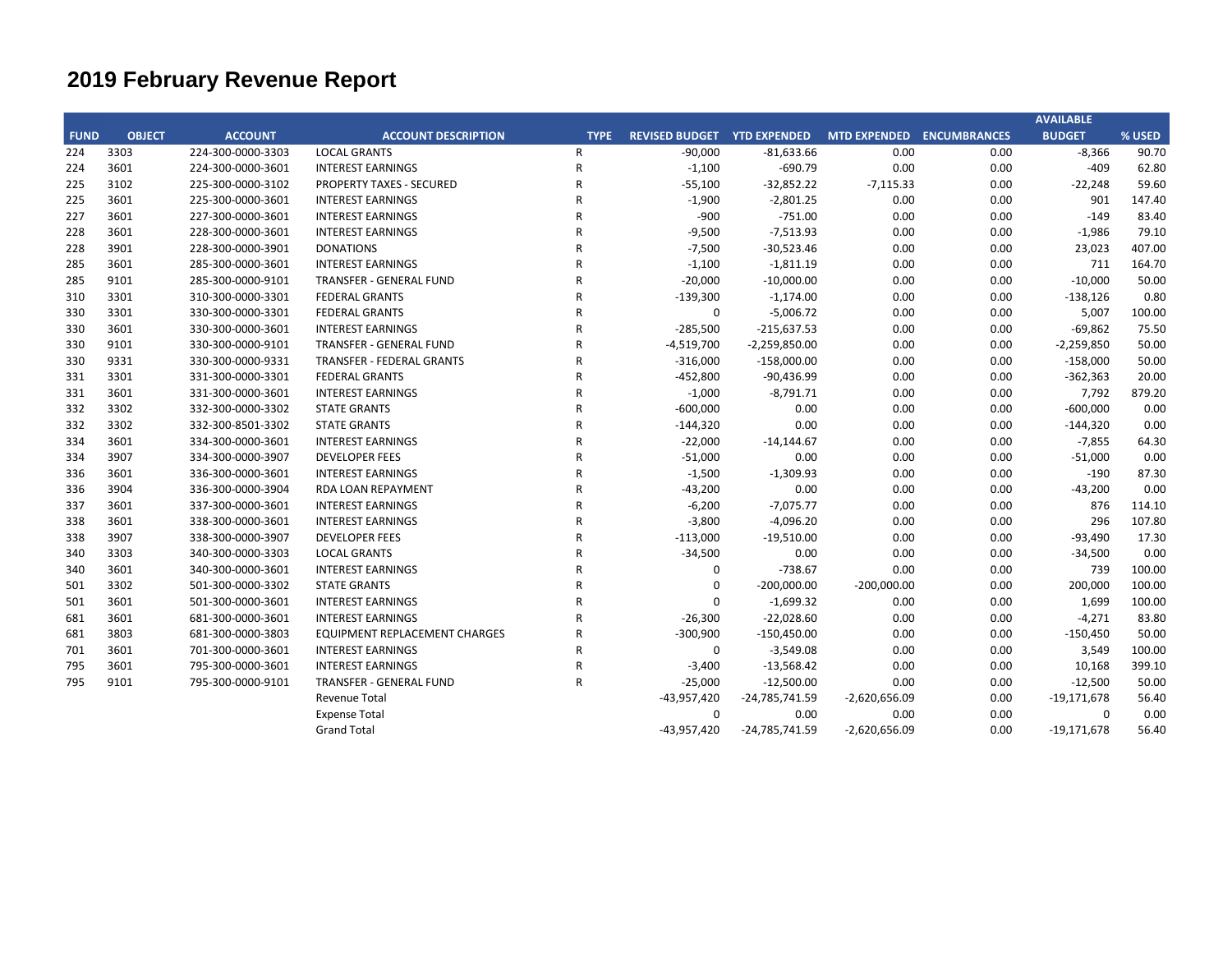# 2019 February Revenue Report

| FUND | OBJECT | ACCOUNT | ACCOUNT DESCRIPTION | TYPE | REVISED BUDGET | YTD EXPENDED | MTD EXPENDED | ENCUMBRANCES | AVAILABLE BUDGET | % USED |
|---|---|---|---|---|---|---|---|---|---|---|
| 224 | 3303 | 224-300-0000-3303 | LOCAL GRANTS | R | -90,000 | -81,633.66 | 0.00 | 0.00 | -8,366 | 90.70 |
| 224 | 3601 | 224-300-0000-3601 | INTEREST EARNINGS | R | -1,100 | -690.79 | 0.00 | 0.00 | -409 | 62.80 |
| 225 | 3102 | 225-300-0000-3102 | PROPERTY TAXES - SECURED | R | -55,100 | -32,852.22 | -7,115.33 | 0.00 | -22,248 | 59.60 |
| 225 | 3601 | 225-300-0000-3601 | INTEREST EARNINGS | R | -1,900 | -2,801.25 | 0.00 | 0.00 | 901 | 147.40 |
| 227 | 3601 | 227-300-0000-3601 | INTEREST EARNINGS | R | -900 | -751.00 | 0.00 | 0.00 | -149 | 83.40 |
| 228 | 3601 | 228-300-0000-3601 | INTEREST EARNINGS | R | -9,500 | -7,513.93 | 0.00 | 0.00 | -1,986 | 79.10 |
| 228 | 3901 | 228-300-0000-3901 | DONATIONS | R | -7,500 | -30,523.46 | 0.00 | 0.00 | 23,023 | 407.00 |
| 285 | 3601 | 285-300-0000-3601 | INTEREST EARNINGS | R | -1,100 | -1,811.19 | 0.00 | 0.00 | 711 | 164.70 |
| 285 | 9101 | 285-300-0000-9101 | TRANSFER - GENERAL FUND | R | -20,000 | -10,000.00 | 0.00 | 0.00 | -10,000 | 50.00 |
| 310 | 3301 | 310-300-0000-3301 | FEDERAL GRANTS | R | -139,300 | -1,174.00 | 0.00 | 0.00 | -138,126 | 0.80 |
| 330 | 3301 | 330-300-0000-3301 | FEDERAL GRANTS | R | 0 | -5,006.72 | 0.00 | 0.00 | 5,007 | 100.00 |
| 330 | 3601 | 330-300-0000-3601 | INTEREST EARNINGS | R | -285,500 | -215,637.53 | 0.00 | 0.00 | -69,862 | 75.50 |
| 330 | 9101 | 330-300-0000-9101 | TRANSFER - GENERAL FUND | R | -4,519,700 | -2,259,850.00 | 0.00 | 0.00 | -2,259,850 | 50.00 |
| 330 | 9331 | 330-300-0000-9331 | TRANSFER - FEDERAL GRANTS | R | -316,000 | -158,000.00 | 0.00 | 0.00 | -158,000 | 50.00 |
| 331 | 3301 | 331-300-0000-3301 | FEDERAL GRANTS | R | -452,800 | -90,436.99 | 0.00 | 0.00 | -362,363 | 20.00 |
| 331 | 3601 | 331-300-0000-3601 | INTEREST EARNINGS | R | -1,000 | -8,791.71 | 0.00 | 0.00 | 7,792 | 879.20 |
| 332 | 3302 | 332-300-0000-3302 | STATE GRANTS | R | -600,000 | 0.00 | 0.00 | 0.00 | -600,000 | 0.00 |
| 332 | 3302 | 332-300-8501-3302 | STATE GRANTS | R | -144,320 | 0.00 | 0.00 | 0.00 | -144,320 | 0.00 |
| 334 | 3601 | 334-300-0000-3601 | INTEREST EARNINGS | R | -22,000 | -14,144.67 | 0.00 | 0.00 | -7,855 | 64.30 |
| 334 | 3907 | 334-300-0000-3907 | DEVELOPER FEES | R | -51,000 | 0.00 | 0.00 | 0.00 | -51,000 | 0.00 |
| 336 | 3601 | 336-300-0000-3601 | INTEREST EARNINGS | R | -1,500 | -1,309.93 | 0.00 | 0.00 | -190 | 87.30 |
| 336 | 3904 | 336-300-0000-3904 | RDA LOAN REPAYMENT | R | -43,200 | 0.00 | 0.00 | 0.00 | -43,200 | 0.00 |
| 337 | 3601 | 337-300-0000-3601 | INTEREST EARNINGS | R | -6,200 | -7,075.77 | 0.00 | 0.00 | 876 | 114.10 |
| 338 | 3601 | 338-300-0000-3601 | INTEREST EARNINGS | R | -3,800 | -4,096.20 | 0.00 | 0.00 | 296 | 107.80 |
| 338 | 3907 | 338-300-0000-3907 | DEVELOPER FEES | R | -113,000 | -19,510.00 | 0.00 | 0.00 | -93,490 | 17.30 |
| 340 | 3303 | 340-300-0000-3303 | LOCAL GRANTS | R | -34,500 | 0.00 | 0.00 | 0.00 | -34,500 | 0.00 |
| 340 | 3601 | 340-300-0000-3601 | INTEREST EARNINGS | R | 0 | -738.67 | 0.00 | 0.00 | 739 | 100.00 |
| 501 | 3302 | 501-300-0000-3302 | STATE GRANTS | R | 0 | -200,000.00 | -200,000.00 | 0.00 | 200,000 | 100.00 |
| 501 | 3601 | 501-300-0000-3601 | INTEREST EARNINGS | R | 0 | -1,699.32 | 0.00 | 0.00 | 1,699 | 100.00 |
| 681 | 3601 | 681-300-0000-3601 | INTEREST EARNINGS | R | -26,300 | -22,028.60 | 0.00 | 0.00 | -4,271 | 83.80 |
| 681 | 3803 | 681-300-0000-3803 | EQUIPMENT REPLACEMENT CHARGES | R | -300,900 | -150,450.00 | 0.00 | 0.00 | -150,450 | 50.00 |
| 701 | 3601 | 701-300-0000-3601 | INTEREST EARNINGS | R | 0 | -3,549.08 | 0.00 | 0.00 | 3,549 | 100.00 |
| 795 | 3601 | 795-300-0000-3601 | INTEREST EARNINGS | R | -3,400 | -13,568.42 | 0.00 | 0.00 | 10,168 | 399.10 |
| 795 | 9101 | 795-300-0000-9101 | TRANSFER - GENERAL FUND | R | -25,000 | -12,500.00 | 0.00 | 0.00 | -12,500 | 50.00 |
| | | | Revenue Total | | -43,957,420 | -24,785,741.59 | -2,620,656.09 | 0.00 | -19,171,678 | 56.40 |
| | | | Expense Total | | 0 | 0.00 | 0.00 | 0.00 | 0 | 0.00 |
| | | | Grand Total | | -43,957,420 | -24,785,741.59 | -2,620,656.09 | 0.00 | -19,171,678 | 56.40 |